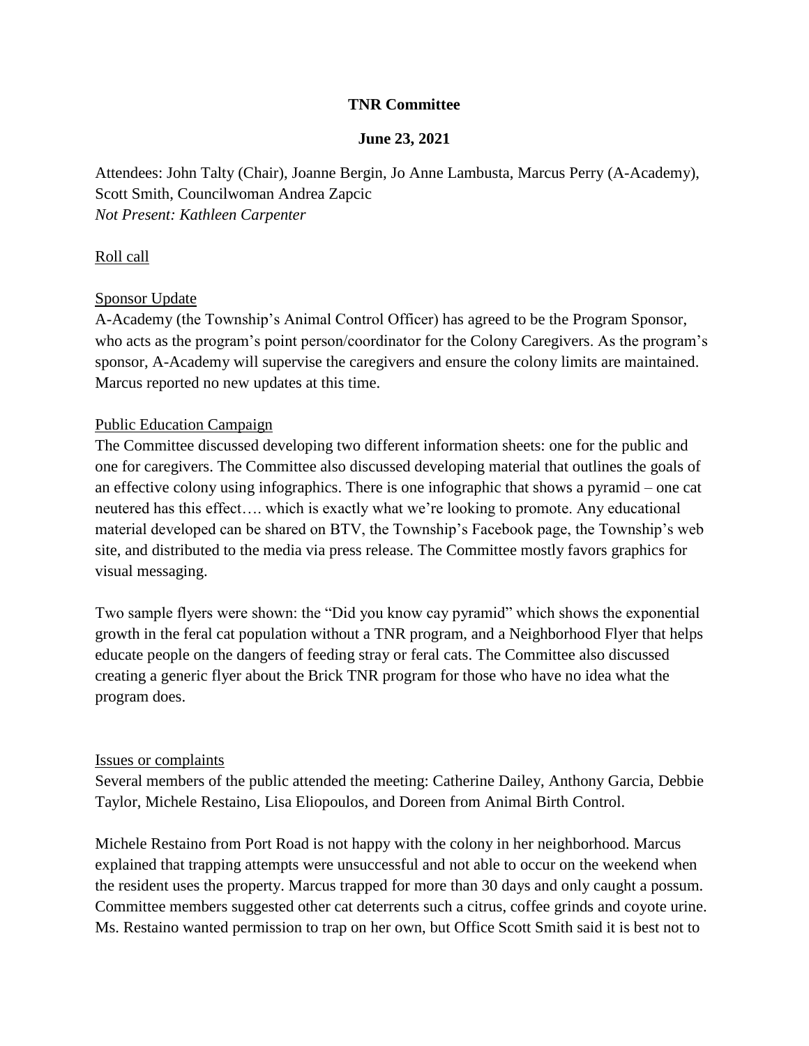# TNR Committee

## June 23, 2021

Attendees: John Talty (Chair), Joanne Bergin, Jo Anne Lambusta, Marcus Perry (A-Academy), Scott Smith, Councilwoman Andrea Zapcic
*Not Present: Kathleen Carpenter*

<u>Roll call</u>

<u>Sponsor Update</u>
A-Academy (the Township's Animal Control Officer) has agreed to be the Program Sponsor, who acts as the program's point person/coordinator for the Colony Caregivers. As the program's sponsor, A-Academy will supervise the caregivers and ensure the colony limits are maintained. Marcus reported no new updates at this time.

<u>Public Education Campaign</u>
The Committee discussed developing two different information sheets: one for the public and one for caregivers. The Committee also discussed developing material that outlines the goals of an effective colony using infographics. There is one infographic that shows a pyramid – one cat neutered has this effect…. which is exactly what we're looking to promote. Any educational material developed can be shared on BTV, the Township's Facebook page, the Township's web site, and distributed to the media via press release. The Committee mostly favors graphics for visual messaging.

Two sample flyers were shown: the "Did you know cay pyramid" which shows the exponential growth in the feral cat population without a TNR program, and a Neighborhood Flyer that helps educate people on the dangers of feeding stray or feral cats. The Committee also discussed creating a generic flyer about the Brick TNR program for those who have no idea what the program does.

<u>Issues or complaints</u>
Several members of the public attended the meeting: Catherine Dailey, Anthony Garcia, Debbie Taylor, Michele Restaino, Lisa Eliopoulos, and Doreen from Animal Birth Control.

Michele Restaino from Port Road is not happy with the colony in her neighborhood. Marcus explained that trapping attempts were unsuccessful and not able to occur on the weekend when the resident uses the property. Marcus trapped for more than 30 days and only caught a possum. Committee members suggested other cat deterrents such a citrus, coffee grinds and coyote urine. Ms. Restaino wanted permission to trap on her own, but Office Scott Smith said it is best not to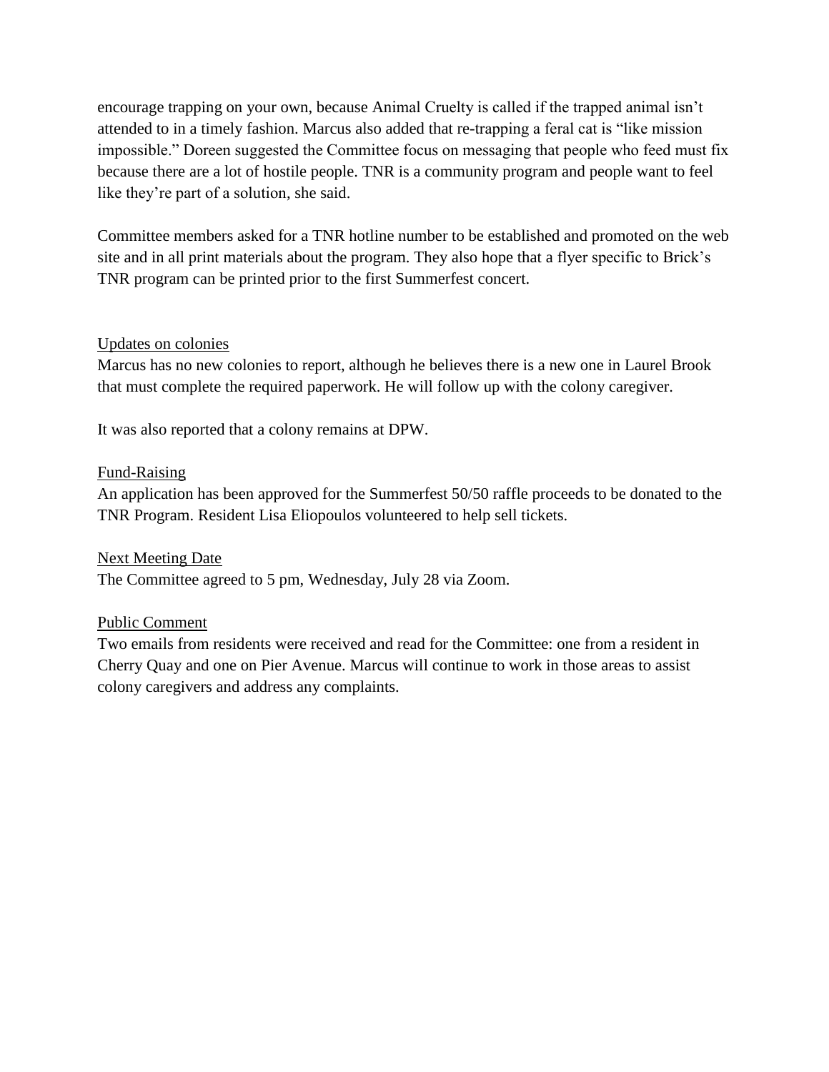encourage trapping on your own, because Animal Cruelty is called if the trapped animal isn't attended to in a timely fashion. Marcus also added that re-trapping a feral cat is "like mission impossible." Doreen suggested the Committee focus on messaging that people who feed must fix because there are a lot of hostile people. TNR is a community program and people want to feel like they're part of a solution, she said.

Committee members asked for a TNR hotline number to be established and promoted on the web site and in all print materials about the program. They also hope that a flyer specific to Brick's TNR program can be printed prior to the first Summerfest concert.

## Updates on colonies

Marcus has no new colonies to report, although he believes there is a new one in Laurel Brook that must complete the required paperwork. He will follow up with the colony caregiver.

It was also reported that a colony remains at DPW.

## Fund-Raising

An application has been approved for the Summerfest 50/50 raffle proceeds to be donated to the TNR Program. Resident Lisa Eliopoulos volunteered to help sell tickets.

## Next Meeting Date

The Committee agreed to 5 pm, Wednesday, July 28 via Zoom.

## Public Comment

Two emails from residents were received and read for the Committee: one from a resident in Cherry Quay and one on Pier Avenue. Marcus will continue to work in those areas to assist colony caregivers and address any complaints.